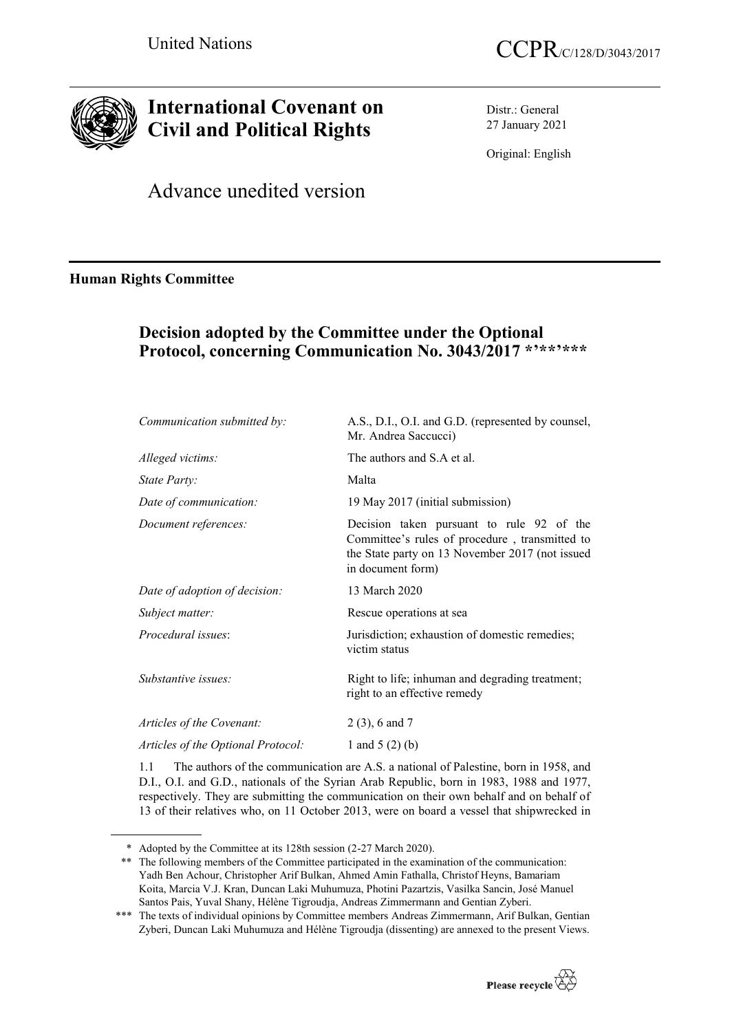United Nations

CCPR/C/128/D/3043/2017

# International Covenant on Civil and Political Rights

Distr.: General
27 January 2021

Original: English

Advance unedited version

**Human Rights Committee**

## Decision adopted by the Committee under the Optional Protocol, concerning Communication No. 3043/2017 *'**'***

| | |
|---|---|
| *Communication submitted by:* | A.S., D.I., O.I. and G.D. (represented by counsel, Mr. Andrea Saccucci) |
| *Alleged victims:* | The authors and S.A et al. |
| *State Party:* | Malta |
| *Date of communication:* | 19 May 2017 (initial submission) |
| *Document references:* | Decision taken pursuant to rule 92 of the Committee's rules of procedure , transmitted to the State party on 13 November 2017 (not issued in document form) |
| *Date of adoption of decision:* | 13 March 2020 |
| *Subject matter:* | Rescue operations at sea |
| *Procedural issues*: | Jurisdiction; exhaustion of domestic remedies; victim status |
| *Substantive issues:* | Right to life; inhuman and degrading treatment; right to an effective remedy |
| *Articles of the Covenant:* | 2 (3), 6 and 7 |
| *Articles of the Optional Protocol:* | 1 and 5 (2) (b) |

1.1 The authors of the communication are A.S. a national of Palestine, born in 1958, and D.I., O.I. and G.D., nationals of the Syrian Arab Republic, born in 1983, 1988 and 1977, respectively. They are submitting the communication on their own behalf and on behalf of 13 of their relatives who, on 11 October 2013, were on board a vessel that shipwrecked in

---

\* Adopted by the Committee at its 128th session (2-27 March 2020).

\*\* The following members of the Committee participated in the examination of the communication: Yadh Ben Achour, Christopher Arif Bulkan, Ahmed Amin Fathalla, Christof Heyns, Bamariam Koita, Marcia V.J. Kran, Duncan Laki Muhumuza, Photini Pazartzis, Vasilka Sancin, José Manuel Santos Pais, Yuval Shany, Hélène Tigroudja, Andreas Zimmermann and Gentian Zyberi.

\*\*\* The texts of individual opinions by Committee members Andreas Zimmermann, Arif Bulkan, Gentian Zyberi, Duncan Laki Muhumuza and Hélène Tigroudja (dissenting) are annexed to the present Views.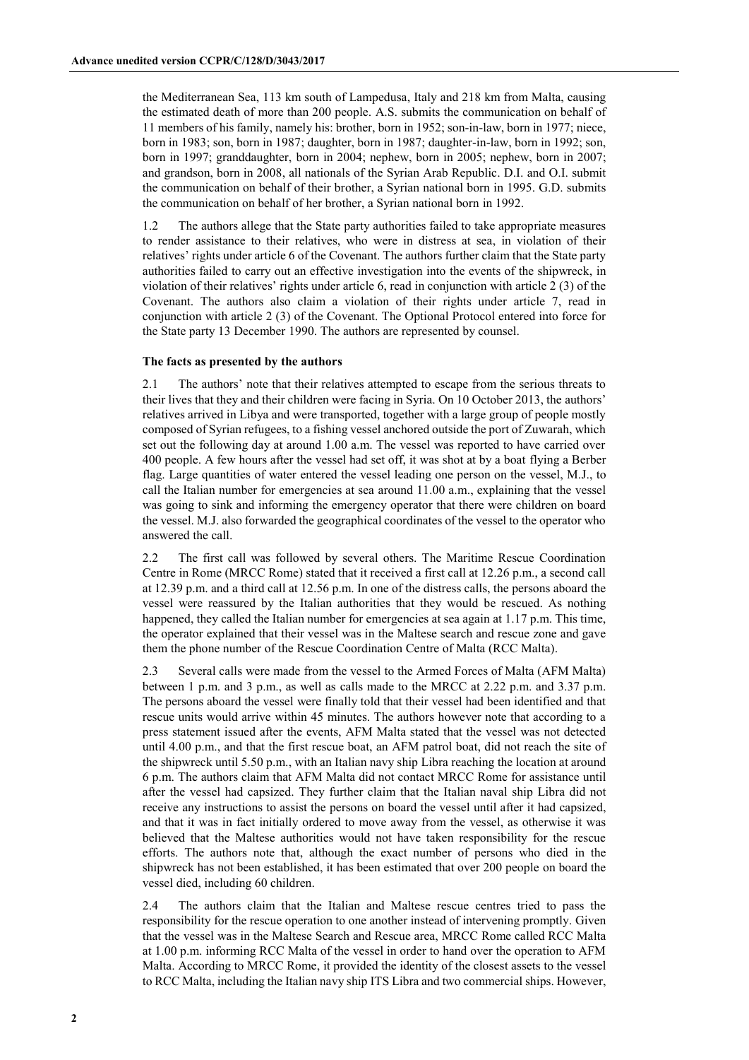the Mediterranean Sea, 113 km south of Lampedusa, Italy and 218 km from Malta, causing the estimated death of more than 200 people. A.S. submits the communication on behalf of 11 members of his family, namely his: brother, born in 1952; son-in-law, born in 1977; niece, born in 1983; son, born in 1987; daughter, born in 1987; daughter-in-law, born in 1992; son, born in 1997; granddaughter, born in 2004; nephew, born in 2005; nephew, born in 2007; and grandson, born in 2008, all nationals of the Syrian Arab Republic. D.I. and O.I. submit the communication on behalf of their brother, a Syrian national born in 1995. G.D. submits the communication on behalf of her brother, a Syrian national born in 1992.

1.2 The authors allege that the State party authorities failed to take appropriate measures to render assistance to their relatives, who were in distress at sea, in violation of their relatives' rights under article 6 of the Covenant. The authors further claim that the State party authorities failed to carry out an effective investigation into the events of the shipwreck, in violation of their relatives' rights under article 6, read in conjunction with article 2 (3) of the Covenant. The authors also claim a violation of their rights under article 7, read in conjunction with article 2 (3) of the Covenant. The Optional Protocol entered into force for the State party 13 December 1990. The authors are represented by counsel.

### The facts as presented by the authors

2.1 The authors' note that their relatives attempted to escape from the serious threats to their lives that they and their children were facing in Syria. On 10 October 2013, the authors' relatives arrived in Libya and were transported, together with a large group of people mostly composed of Syrian refugees, to a fishing vessel anchored outside the port of Zuwarah, which set out the following day at around 1.00 a.m. The vessel was reported to have carried over 400 people. A few hours after the vessel had set off, it was shot at by a boat flying a Berber flag. Large quantities of water entered the vessel leading one person on the vessel, M.J., to call the Italian number for emergencies at sea around 11.00 a.m., explaining that the vessel was going to sink and informing the emergency operator that there were children on board the vessel. M.J. also forwarded the geographical coordinates of the vessel to the operator who answered the call.

2.2 The first call was followed by several others. The Maritime Rescue Coordination Centre in Rome (MRCC Rome) stated that it received a first call at 12.26 p.m., a second call at 12.39 p.m. and a third call at 12.56 p.m. In one of the distress calls, the persons aboard the vessel were reassured by the Italian authorities that they would be rescued. As nothing happened, they called the Italian number for emergencies at sea again at 1.17 p.m. This time, the operator explained that their vessel was in the Maltese search and rescue zone and gave them the phone number of the Rescue Coordination Centre of Malta (RCC Malta).

2.3 Several calls were made from the vessel to the Armed Forces of Malta (AFM Malta) between 1 p.m. and 3 p.m., as well as calls made to the MRCC at 2.22 p.m. and 3.37 p.m. The persons aboard the vessel were finally told that their vessel had been identified and that rescue units would arrive within 45 minutes. The authors however note that according to a press statement issued after the events, AFM Malta stated that the vessel was not detected until 4.00 p.m., and that the first rescue boat, an AFM patrol boat, did not reach the site of the shipwreck until 5.50 p.m., with an Italian navy ship Libra reaching the location at around 6 p.m. The authors claim that AFM Malta did not contact MRCC Rome for assistance until after the vessel had capsized. They further claim that the Italian naval ship Libra did not receive any instructions to assist the persons on board the vessel until after it had capsized, and that it was in fact initially ordered to move away from the vessel, as otherwise it was believed that the Maltese authorities would not have taken responsibility for the rescue efforts. The authors note that, although the exact number of persons who died in the shipwreck has not been established, it has been estimated that over 200 people on board the vessel died, including 60 children.

2.4 The authors claim that the Italian and Maltese rescue centres tried to pass the responsibility for the rescue operation to one another instead of intervening promptly. Given that the vessel was in the Maltese Search and Rescue area, MRCC Rome called RCC Malta at 1.00 p.m. informing RCC Malta of the vessel in order to hand over the operation to AFM Malta. According to MRCC Rome, it provided the identity of the closest assets to the vessel to RCC Malta, including the Italian navy ship ITS Libra and two commercial ships. However,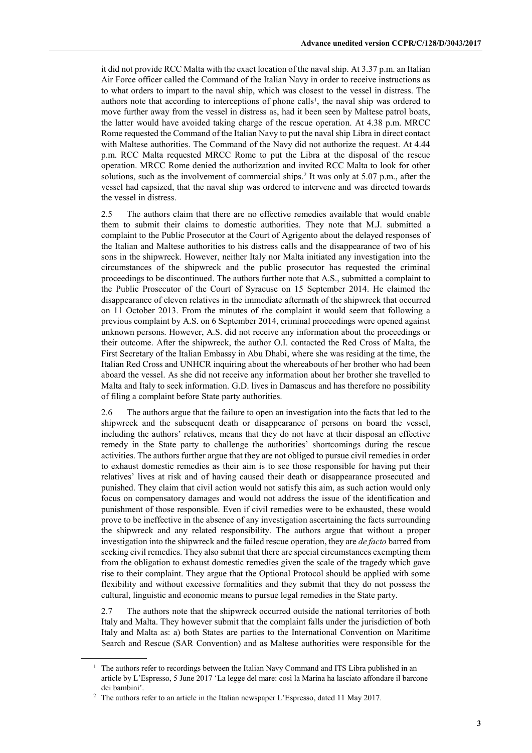it did not provide RCC Malta with the exact location of the naval ship. At 3.37 p.m. an Italian Air Force officer called the Command of the Italian Navy in order to receive instructions as to what orders to impart to the naval ship, which was closest to the vessel in distress. The authors note that according to interceptions of phone calls[1], the naval ship was ordered to move further away from the vessel in distress as, had it been seen by Maltese patrol boats, the latter would have avoided taking charge of the rescue operation. At 4.38 p.m. MRCC Rome requested the Command of the Italian Navy to put the naval ship Libra in direct contact with Maltese authorities. The Command of the Navy did not authorize the request. At 4.44 p.m. RCC Malta requested MRCC Rome to put the Libra at the disposal of the rescue operation. MRCC Rome denied the authorization and invited RCC Malta to look for other solutions, such as the involvement of commercial ships.[2] It was only at 5.07 p.m., after the vessel had capsized, that the naval ship was ordered to intervene and was directed towards the vessel in distress.

2.5 The authors claim that there are no effective remedies available that would enable them to submit their claims to domestic authorities. They note that M.J. submitted a complaint to the Public Prosecutor at the Court of Agrigento about the delayed responses of the Italian and Maltese authorities to his distress calls and the disappearance of two of his sons in the shipwreck. However, neither Italy nor Malta initiated any investigation into the circumstances of the shipwreck and the public prosecutor has requested the criminal proceedings to be discontinued. The authors further note that A.S., submitted a complaint to the Public Prosecutor of the Court of Syracuse on 15 September 2014. He claimed the disappearance of eleven relatives in the immediate aftermath of the shipwreck that occurred on 11 October 2013. From the minutes of the complaint it would seem that following a previous complaint by A.S. on 6 September 2014, criminal proceedings were opened against unknown persons. However, A.S. did not receive any information about the proceedings or their outcome. After the shipwreck, the author O.I. contacted the Red Cross of Malta, the First Secretary of the Italian Embassy in Abu Dhabi, where she was residing at the time, the Italian Red Cross and UNHCR inquiring about the whereabouts of her brother who had been aboard the vessel. As she did not receive any information about her brother she travelled to Malta and Italy to seek information. G.D. lives in Damascus and has therefore no possibility of filing a complaint before State party authorities.

2.6 The authors argue that the failure to open an investigation into the facts that led to the shipwreck and the subsequent death or disappearance of persons on board the vessel, including the authors' relatives, means that they do not have at their disposal an effective remedy in the State party to challenge the authorities' shortcomings during the rescue activities. The authors further argue that they are not obliged to pursue civil remedies in order to exhaust domestic remedies as their aim is to see those responsible for having put their relatives' lives at risk and of having caused their death or disappearance prosecuted and punished. They claim that civil action would not satisfy this aim, as such action would only focus on compensatory damages and would not address the issue of the identification and punishment of those responsible. Even if civil remedies were to be exhausted, these would prove to be ineffective in the absence of any investigation ascertaining the facts surrounding the shipwreck and any related responsibility. The authors argue that without a proper investigation into the shipwreck and the failed rescue operation, they are *de facto* barred from seeking civil remedies. They also submit that there are special circumstances exempting them from the obligation to exhaust domestic remedies given the scale of the tragedy which gave rise to their complaint. They argue that the Optional Protocol should be applied with some flexibility and without excessive formalities and they submit that they do not possess the cultural, linguistic and economic means to pursue legal remedies in the State party.

2.7 The authors note that the shipwreck occurred outside the national territories of both Italy and Malta. They however submit that the complaint falls under the jurisdiction of both Italy and Malta as: a) both States are parties to the International Convention on Maritime Search and Rescue (SAR Convention) and as Maltese authorities were responsible for the

---

[1] The authors refer to recordings between the Italian Navy Command and ITS Libra published in an article by L'Espresso, 5 June 2017 'La legge del mare: così la Marina ha lasciato affondare il barcone dei bambini'.

[2] The authors refer to an article in the Italian newspaper L'Espresso, dated 11 May 2017.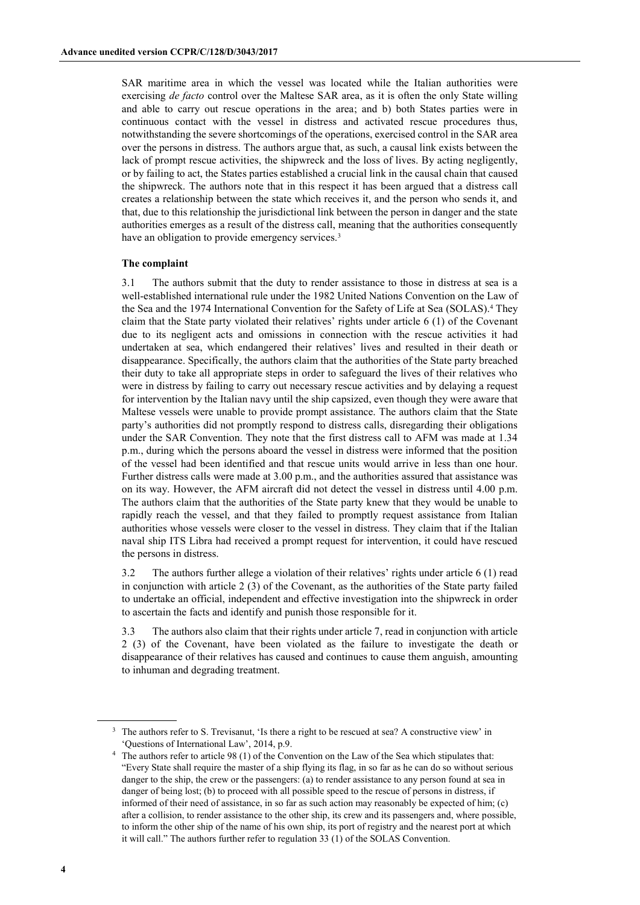SAR maritime area in which the vessel was located while the Italian authorities were exercising *de facto* control over the Maltese SAR area, as it is often the only State willing and able to carry out rescue operations in the area; and b) both States parties were in continuous contact with the vessel in distress and activated rescue procedures thus, notwithstanding the severe shortcomings of the operations, exercised control in the SAR area over the persons in distress. The authors argue that, as such, a causal link exists between the lack of prompt rescue activities, the shipwreck and the loss of lives. By acting negligently, or by failing to act, the States parties established a crucial link in the causal chain that caused the shipwreck. The authors note that in this respect it has been argued that a distress call creates a relationship between the state which receives it, and the person who sends it, and that, due to this relationship the jurisdictional link between the person in danger and the state authorities emerges as a result of the distress call, meaning that the authorities consequently have an obligation to provide emergency services.[3]

### The complaint

3.1 The authors submit that the duty to render assistance to those in distress at sea is a well-established international rule under the 1982 United Nations Convention on the Law of the Sea and the 1974 International Convention for the Safety of Life at Sea (SOLAS).[4] They claim that the State party violated their relatives' rights under article 6 (1) of the Covenant due to its negligent acts and omissions in connection with the rescue activities it had undertaken at sea, which endangered their relatives' lives and resulted in their death or disappearance. Specifically, the authors claim that the authorities of the State party breached their duty to take all appropriate steps in order to safeguard the lives of their relatives who were in distress by failing to carry out necessary rescue activities and by delaying a request for intervention by the Italian navy until the ship capsized, even though they were aware that Maltese vessels were unable to provide prompt assistance. The authors claim that the State party's authorities did not promptly respond to distress calls, disregarding their obligations under the SAR Convention. They note that the first distress call to AFM was made at 1.34 p.m., during which the persons aboard the vessel in distress were informed that the position of the vessel had been identified and that rescue units would arrive in less than one hour. Further distress calls were made at 3.00 p.m., and the authorities assured that assistance was on its way. However, the AFM aircraft did not detect the vessel in distress until 4.00 p.m. The authors claim that the authorities of the State party knew that they would be unable to rapidly reach the vessel, and that they failed to promptly request assistance from Italian authorities whose vessels were closer to the vessel in distress. They claim that if the Italian naval ship ITS Libra had received a prompt request for intervention, it could have rescued the persons in distress.

3.2 The authors further allege a violation of their relatives' rights under article 6 (1) read in conjunction with article 2 (3) of the Covenant, as the authorities of the State party failed to undertake an official, independent and effective investigation into the shipwreck in order to ascertain the facts and identify and punish those responsible for it.

3.3 The authors also claim that their rights under article 7, read in conjunction with article 2 (3) of the Covenant, have been violated as the failure to investigate the death or disappearance of their relatives has caused and continues to cause them anguish, amounting to inhuman and degrading treatment.

---

[3] The authors refer to S. Trevisanut, 'Is there a right to be rescued at sea? A constructive view' in 'Questions of International Law', 2014, p.9.

[4] The authors refer to article 98 (1) of the Convention on the Law of the Sea which stipulates that: "Every State shall require the master of a ship flying its flag, in so far as he can do so without serious danger to the ship, the crew or the passengers: (a) to render assistance to any person found at sea in danger of being lost; (b) to proceed with all possible speed to the rescue of persons in distress, if informed of their need of assistance, in so far as such action may reasonably be expected of him; (c) after a collision, to render assistance to the other ship, its crew and its passengers and, where possible, to inform the other ship of the name of his own ship, its port of registry and the nearest port at which it will call." The authors further refer to regulation 33 (1) of the SOLAS Convention.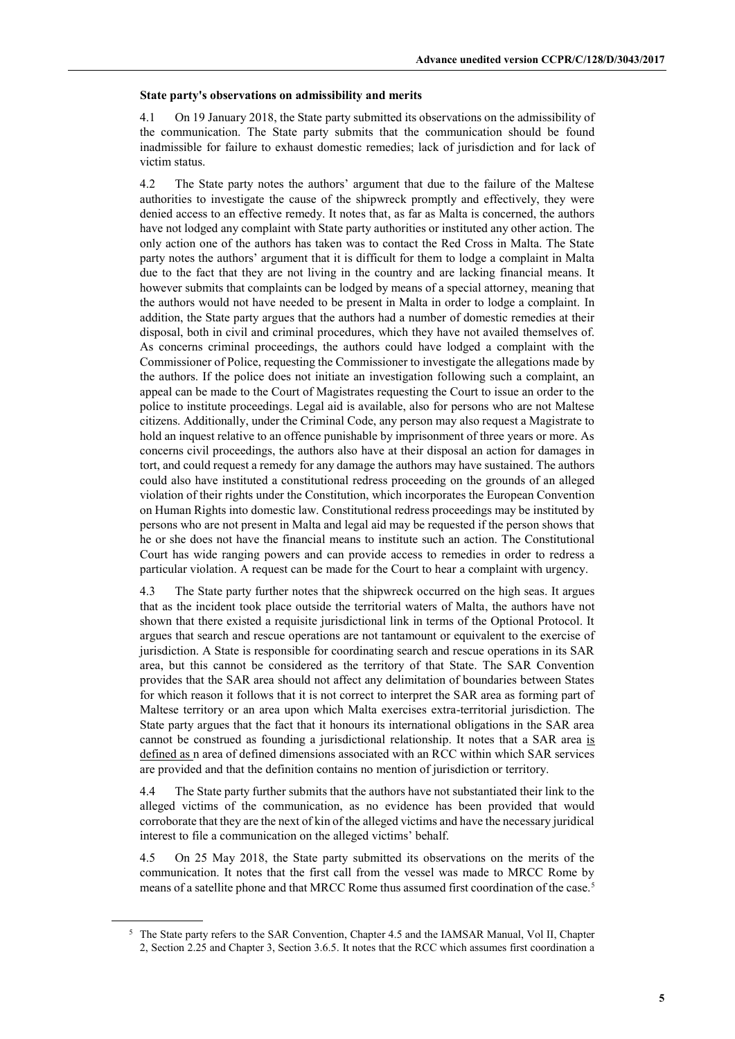### State party's observations on admissibility and merits

4.1 On 19 January 2018, the State party submitted its observations on the admissibility of the communication. The State party submits that the communication should be found inadmissible for failure to exhaust domestic remedies; lack of jurisdiction and for lack of victim status.

4.2 The State party notes the authors' argument that due to the failure of the Maltese authorities to investigate the cause of the shipwreck promptly and effectively, they were denied access to an effective remedy. It notes that, as far as Malta is concerned, the authors have not lodged any complaint with State party authorities or instituted any other action. The only action one of the authors has taken was to contact the Red Cross in Malta. The State party notes the authors' argument that it is difficult for them to lodge a complaint in Malta due to the fact that they are not living in the country and are lacking financial means. It however submits that complaints can be lodged by means of a special attorney, meaning that the authors would not have needed to be present in Malta in order to lodge a complaint. In addition, the State party argues that the authors had a number of domestic remedies at their disposal, both in civil and criminal procedures, which they have not availed themselves of. As concerns criminal proceedings, the authors could have lodged a complaint with the Commissioner of Police, requesting the Commissioner to investigate the allegations made by the authors. If the police does not initiate an investigation following such a complaint, an appeal can be made to the Court of Magistrates requesting the Court to issue an order to the police to institute proceedings. Legal aid is available, also for persons who are not Maltese citizens. Additionally, under the Criminal Code, any person may also request a Magistrate to hold an inquest relative to an offence punishable by imprisonment of three years or more. As concerns civil proceedings, the authors also have at their disposal an action for damages in tort, and could request a remedy for any damage the authors may have sustained. The authors could also have instituted a constitutional redress proceeding on the grounds of an alleged violation of their rights under the Constitution, which incorporates the European Convention on Human Rights into domestic law. Constitutional redress proceedings may be instituted by persons who are not present in Malta and legal aid may be requested if the person shows that he or she does not have the financial means to institute such an action. The Constitutional Court has wide ranging powers and can provide access to remedies in order to redress a particular violation. A request can be made for the Court to hear a complaint with urgency.

4.3 The State party further notes that the shipwreck occurred on the high seas. It argues that as the incident took place outside the territorial waters of Malta, the authors have not shown that there existed a requisite jurisdictional link in terms of the Optional Protocol. It argues that search and rescue operations are not tantamount or equivalent to the exercise of jurisdiction. A State is responsible for coordinating search and rescue operations in its SAR area, but this cannot be considered as the territory of that State. The SAR Convention provides that the SAR area should not affect any delimitation of boundaries between States for which reason it follows that it is not correct to interpret the SAR area as forming part of Maltese territory or an area upon which Malta exercises extra-territorial jurisdiction. The State party argues that the fact that it honours its international obligations in the SAR area cannot be construed as founding a jurisdictional relationship. It notes that a SAR area is defined as n area of defined dimensions associated with an RCC within which SAR services are provided and that the definition contains no mention of jurisdiction or territory.

4.4 The State party further submits that the authors have not substantiated their link to the alleged victims of the communication, as no evidence has been provided that would corroborate that they are the next of kin of the alleged victims and have the necessary juridical interest to file a communication on the alleged victims' behalf.

4.5 On 25 May 2018, the State party submitted its observations on the merits of the communication. It notes that the first call from the vessel was made to MRCC Rome by means of a satellite phone and that MRCC Rome thus assumed first coordination of the case.[5]

[5] The State party refers to the SAR Convention, Chapter 4.5 and the IAMSAR Manual, Vol II, Chapter 2, Section 2.25 and Chapter 3, Section 3.6.5. It notes that the RCC which assumes first coordination a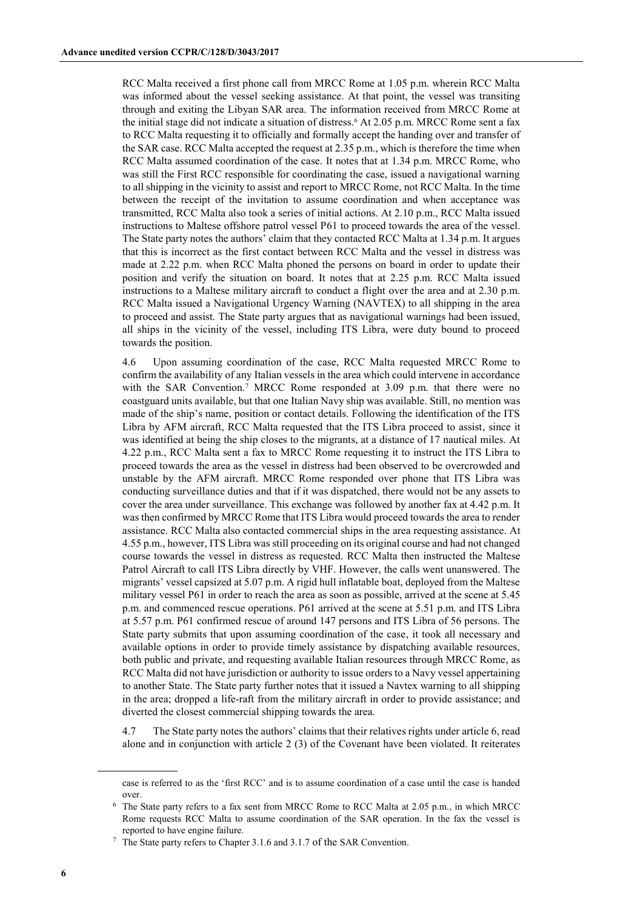RCC Malta received a first phone call from MRCC Rome at 1.05 p.m. wherein RCC Malta was informed about the vessel seeking assistance. At that point, the vessel was transiting through and exiting the Libyan SAR area. The information received from MRCC Rome at the initial stage did not indicate a situation of distress.[6] At 2.05 p.m. MRCC Rome sent a fax to RCC Malta requesting it to officially and formally accept the handing over and transfer of the SAR case. RCC Malta accepted the request at 2.35 p.m., which is therefore the time when RCC Malta assumed coordination of the case. It notes that at 1.34 p.m. MRCC Rome, who was still the First RCC responsible for coordinating the case, issued a navigational warning to all shipping in the vicinity to assist and report to MRCC Rome, not RCC Malta. In the time between the receipt of the invitation to assume coordination and when acceptance was transmitted, RCC Malta also took a series of initial actions. At 2.10 p.m., RCC Malta issued instructions to Maltese offshore patrol vessel P61 to proceed towards the area of the vessel. The State party notes the authors' claim that they contacted RCC Malta at 1.34 p.m. It argues that this is incorrect as the first contact between RCC Malta and the vessel in distress was made at 2.22 p.m. when RCC Malta phoned the persons on board in order to update their position and verify the situation on board. It notes that at 2.25 p.m. RCC Malta issued instructions to a Maltese military aircraft to conduct a flight over the area and at 2.30 p.m. RCC Malta issued a Navigational Urgency Warning (NAVTEX) to all shipping in the area to proceed and assist. The State party argues that as navigational warnings had been issued, all ships in the vicinity of the vessel, including ITS Libra, were duty bound to proceed towards the position.

4.6 Upon assuming coordination of the case, RCC Malta requested MRCC Rome to confirm the availability of any Italian vessels in the area which could intervene in accordance with the SAR Convention.[7] MRCC Rome responded at 3.09 p.m. that there were no coastguard units available, but that one Italian Navy ship was available. Still, no mention was made of the ship's name, position or contact details. Following the identification of the ITS Libra by AFM aircraft, RCC Malta requested that the ITS Libra proceed to assist, since it was identified at being the ship closes to the migrants, at a distance of 17 nautical miles. At 4.22 p.m., RCC Malta sent a fax to MRCC Rome requesting it to instruct the ITS Libra to proceed towards the area as the vessel in distress had been observed to be overcrowded and unstable by the AFM aircraft. MRCC Rome responded over phone that ITS Libra was conducting surveillance duties and that if it was dispatched, there would not be any assets to cover the area under surveillance. This exchange was followed by another fax at 4.42 p.m. It was then confirmed by MRCC Rome that ITS Libra would proceed towards the area to render assistance. RCC Malta also contacted commercial ships in the area requesting assistance. At 4.55 p.m., however, ITS Libra was still proceeding on its original course and had not changed course towards the vessel in distress as requested. RCC Malta then instructed the Maltese Patrol Aircraft to call ITS Libra directly by VHF. However, the calls went unanswered. The migrants' vessel capsized at 5.07 p.m. A rigid hull inflatable boat, deployed from the Maltese military vessel P61 in order to reach the area as soon as possible, arrived at the scene at 5.45 p.m. and commenced rescue operations. P61 arrived at the scene at 5.51 p.m. and ITS Libra at 5.57 p.m. P61 confirmed rescue of around 147 persons and ITS Libra of 56 persons. The State party submits that upon assuming coordination of the case, it took all necessary and available options in order to provide timely assistance by dispatching available resources, both public and private, and requesting available Italian resources through MRCC Rome, as RCC Malta did not have jurisdiction or authority to issue orders to a Navy vessel appertaining to another State. The State party further notes that it issued a Navtex warning to all shipping in the area; dropped a life-raft from the military aircraft in order to provide assistance; and diverted the closest commercial shipping towards the area.

4.7 The State party notes the authors' claims that their relatives rights under article 6, read alone and in conjunction with article 2 (3) of the Covenant have been violated. It reiterates

---

case is referred to as the 'first RCC' and is to assume coordination of a case until the case is handed over.

[6] The State party refers to a fax sent from MRCC Rome to RCC Malta at 2.05 p.m., in which MRCC Rome requests RCC Malta to assume coordination of the SAR operation. In the fax the vessel is reported to have engine failure.

[7] The State party refers to Chapter 3.1.6 and 3.1.7 of the SAR Convention.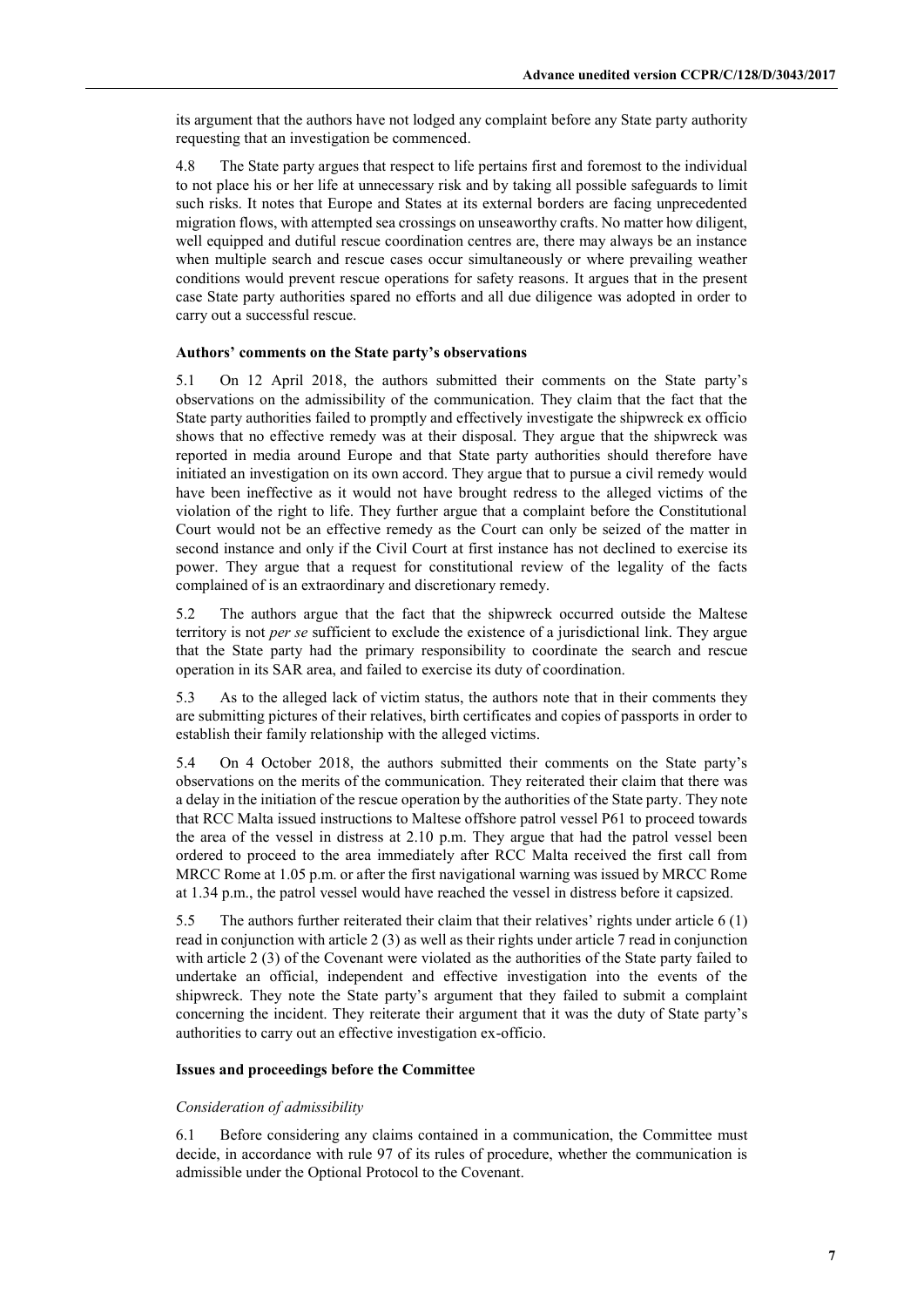its argument that the authors have not lodged any complaint before any State party authority requesting that an investigation be commenced.

4.8 The State party argues that respect to life pertains first and foremost to the individual to not place his or her life at unnecessary risk and by taking all possible safeguards to limit such risks. It notes that Europe and States at its external borders are facing unprecedented migration flows, with attempted sea crossings on unseaworthy crafts. No matter how diligent, well equipped and dutiful rescue coordination centres are, there may always be an instance when multiple search and rescue cases occur simultaneously or where prevailing weather conditions would prevent rescue operations for safety reasons. It argues that in the present case State party authorities spared no efforts and all due diligence was adopted in order to carry out a successful rescue.

### Authors' comments on the State party's observations

5.1 On 12 April 2018, the authors submitted their comments on the State party's observations on the admissibility of the communication. They claim that the fact that the State party authorities failed to promptly and effectively investigate the shipwreck ex officio shows that no effective remedy was at their disposal. They argue that the shipwreck was reported in media around Europe and that State party authorities should therefore have initiated an investigation on its own accord. They argue that to pursue a civil remedy would have been ineffective as it would not have brought redress to the alleged victims of the violation of the right to life. They further argue that a complaint before the Constitutional Court would not be an effective remedy as the Court can only be seized of the matter in second instance and only if the Civil Court at first instance has not declined to exercise its power. They argue that a request for constitutional review of the legality of the facts complained of is an extraordinary and discretionary remedy.

5.2 The authors argue that the fact that the shipwreck occurred outside the Maltese territory is not *per se* sufficient to exclude the existence of a jurisdictional link. They argue that the State party had the primary responsibility to coordinate the search and rescue operation in its SAR area, and failed to exercise its duty of coordination.

5.3 As to the alleged lack of victim status, the authors note that in their comments they are submitting pictures of their relatives, birth certificates and copies of passports in order to establish their family relationship with the alleged victims.

5.4 On 4 October 2018, the authors submitted their comments on the State party's observations on the merits of the communication. They reiterated their claim that there was a delay in the initiation of the rescue operation by the authorities of the State party. They note that RCC Malta issued instructions to Maltese offshore patrol vessel P61 to proceed towards the area of the vessel in distress at 2.10 p.m. They argue that had the patrol vessel been ordered to proceed to the area immediately after RCC Malta received the first call from MRCC Rome at 1.05 p.m. or after the first navigational warning was issued by MRCC Rome at 1.34 p.m., the patrol vessel would have reached the vessel in distress before it capsized.

5.5 The authors further reiterated their claim that their relatives' rights under article 6 (1) read in conjunction with article 2 (3) as well as their rights under article 7 read in conjunction with article 2 (3) of the Covenant were violated as the authorities of the State party failed to undertake an official, independent and effective investigation into the events of the shipwreck. They note the State party's argument that they failed to submit a complaint concerning the incident. They reiterate their argument that it was the duty of State party's authorities to carry out an effective investigation ex-officio.

### Issues and proceedings before the Committee

#### *Consideration of admissibility*

6.1 Before considering any claims contained in a communication, the Committee must decide, in accordance with rule 97 of its rules of procedure, whether the communication is admissible under the Optional Protocol to the Covenant.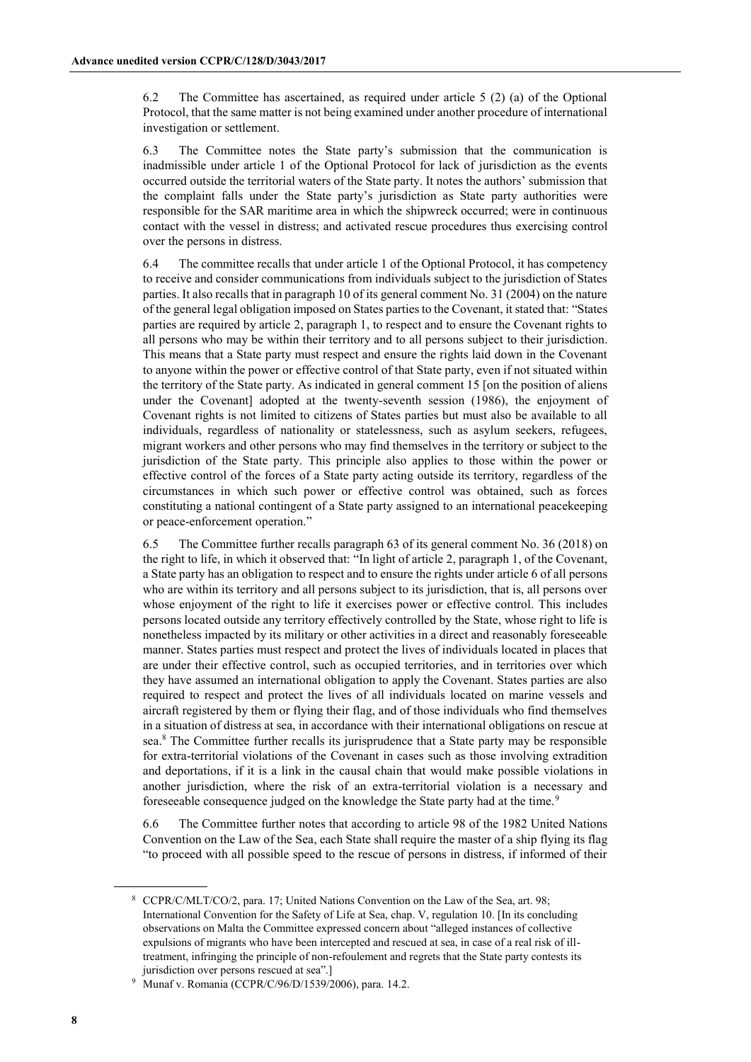6.2 The Committee has ascertained, as required under article 5 (2) (a) of the Optional Protocol, that the same matter is not being examined under another procedure of international investigation or settlement.

6.3 The Committee notes the State party's submission that the communication is inadmissible under article 1 of the Optional Protocol for lack of jurisdiction as the events occurred outside the territorial waters of the State party. It notes the authors' submission that the complaint falls under the State party's jurisdiction as State party authorities were responsible for the SAR maritime area in which the shipwreck occurred; were in continuous contact with the vessel in distress; and activated rescue procedures thus exercising control over the persons in distress.

6.4 The committee recalls that under article 1 of the Optional Protocol, it has competency to receive and consider communications from individuals subject to the jurisdiction of States parties. It also recalls that in paragraph 10 of its general comment No. 31 (2004) on the nature of the general legal obligation imposed on States parties to the Covenant, it stated that: "States parties are required by article 2, paragraph 1, to respect and to ensure the Covenant rights to all persons who may be within their territory and to all persons subject to their jurisdiction. This means that a State party must respect and ensure the rights laid down in the Covenant to anyone within the power or effective control of that State party, even if not situated within the territory of the State party. As indicated in general comment 15 [on the position of aliens under the Covenant] adopted at the twenty-seventh session (1986), the enjoyment of Covenant rights is not limited to citizens of States parties but must also be available to all individuals, regardless of nationality or statelessness, such as asylum seekers, refugees, migrant workers and other persons who may find themselves in the territory or subject to the jurisdiction of the State party. This principle also applies to those within the power or effective control of the forces of a State party acting outside its territory, regardless of the circumstances in which such power or effective control was obtained, such as forces constituting a national contingent of a State party assigned to an international peacekeeping or peace-enforcement operation."

6.5 The Committee further recalls paragraph 63 of its general comment No. 36 (2018) on the right to life, in which it observed that: "In light of article 2, paragraph 1, of the Covenant, a State party has an obligation to respect and to ensure the rights under article 6 of all persons who are within its territory and all persons subject to its jurisdiction, that is, all persons over whose enjoyment of the right to life it exercises power or effective control. This includes persons located outside any territory effectively controlled by the State, whose right to life is nonetheless impacted by its military or other activities in a direct and reasonably foreseeable manner. States parties must respect and protect the lives of individuals located in places that are under their effective control, such as occupied territories, and in territories over which they have assumed an international obligation to apply the Covenant. States parties are also required to respect and protect the lives of all individuals located on marine vessels and aircraft registered by them or flying their flag, and of those individuals who find themselves in a situation of distress at sea, in accordance with their international obligations on rescue at sea.[8] The Committee further recalls its jurisprudence that a State party may be responsible for extra-territorial violations of the Covenant in cases such as those involving extradition and deportations, if it is a link in the causal chain that would make possible violations in another jurisdiction, where the risk of an extra-territorial violation is a necessary and foreseeable consequence judged on the knowledge the State party had at the time.[9]

6.6 The Committee further notes that according to article 98 of the 1982 United Nations Convention on the Law of the Sea, each State shall require the master of a ship flying its flag "to proceed with all possible speed to the rescue of persons in distress, if informed of their

---

[8] CCPR/C/MLT/CO/2, para. 17; United Nations Convention on the Law of the Sea, art. 98; International Convention for the Safety of Life at Sea, chap. V, regulation 10. [In its concluding observations on Malta the Committee expressed concern about "alleged instances of collective expulsions of migrants who have been intercepted and rescued at sea, in case of a real risk of ill-treatment, infringing the principle of non-refoulement and regrets that the State party contests its jurisdiction over persons rescued at sea".]

[9] Munaf v. Romania (CCPR/C/96/D/1539/2006), para. 14.2.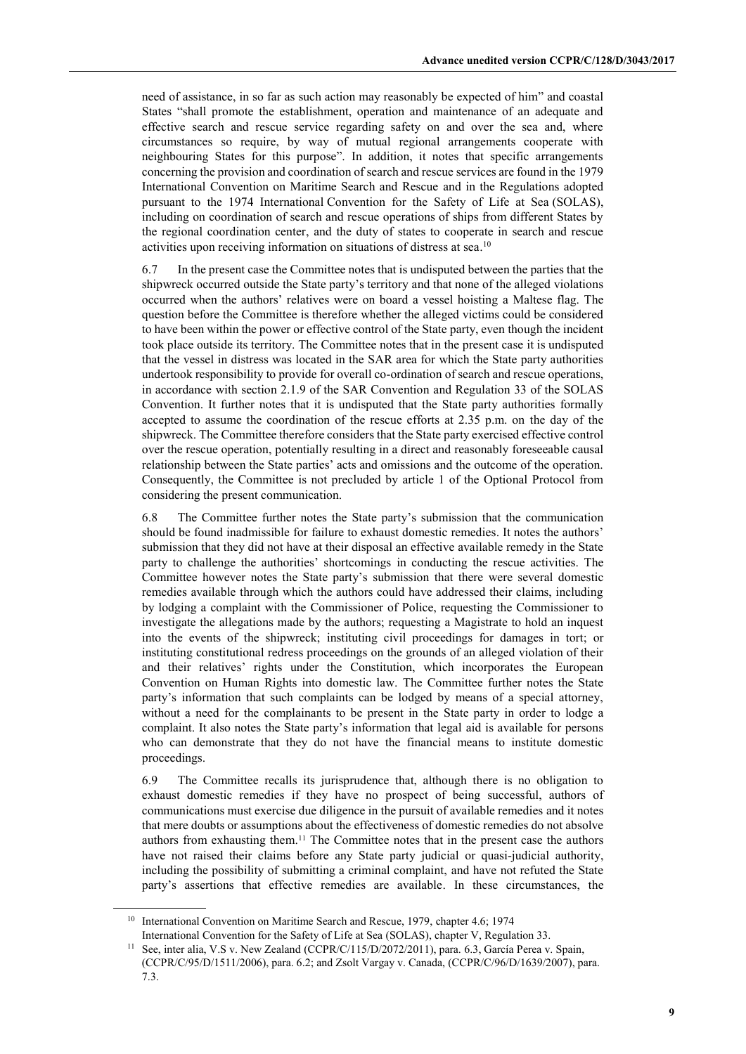need of assistance, in so far as such action may reasonably be expected of him" and coastal States "shall promote the establishment, operation and maintenance of an adequate and effective search and rescue service regarding safety on and over the sea and, where circumstances so require, by way of mutual regional arrangements cooperate with neighbouring States for this purpose". In addition, it notes that specific arrangements concerning the provision and coordination of search and rescue services are found in the 1979 International Convention on Maritime Search and Rescue and in the Regulations adopted pursuant to the 1974 International Convention for the Safety of Life at Sea (SOLAS), including on coordination of search and rescue operations of ships from different States by the regional coordination center, and the duty of states to cooperate in search and rescue activities upon receiving information on situations of distress at sea.[10]

6.7 In the present case the Committee notes that is undisputed between the parties that the shipwreck occurred outside the State party's territory and that none of the alleged violations occurred when the authors' relatives were on board a vessel hoisting a Maltese flag. The question before the Committee is therefore whether the alleged victims could be considered to have been within the power or effective control of the State party, even though the incident took place outside its territory. The Committee notes that in the present case it is undisputed that the vessel in distress was located in the SAR area for which the State party authorities undertook responsibility to provide for overall co-ordination of search and rescue operations, in accordance with section 2.1.9 of the SAR Convention and Regulation 33 of the SOLAS Convention. It further notes that it is undisputed that the State party authorities formally accepted to assume the coordination of the rescue efforts at 2.35 p.m. on the day of the shipwreck. The Committee therefore considers that the State party exercised effective control over the rescue operation, potentially resulting in a direct and reasonably foreseeable causal relationship between the State parties' acts and omissions and the outcome of the operation. Consequently, the Committee is not precluded by article 1 of the Optional Protocol from considering the present communication.

6.8 The Committee further notes the State party's submission that the communication should be found inadmissible for failure to exhaust domestic remedies. It notes the authors' submission that they did not have at their disposal an effective available remedy in the State party to challenge the authorities' shortcomings in conducting the rescue activities. The Committee however notes the State party's submission that there were several domestic remedies available through which the authors could have addressed their claims, including by lodging a complaint with the Commissioner of Police, requesting the Commissioner to investigate the allegations made by the authors; requesting a Magistrate to hold an inquest into the events of the shipwreck; instituting civil proceedings for damages in tort; or instituting constitutional redress proceedings on the grounds of an alleged violation of their and their relatives' rights under the Constitution, which incorporates the European Convention on Human Rights into domestic law. The Committee further notes the State party's information that such complaints can be lodged by means of a special attorney, without a need for the complainants to be present in the State party in order to lodge a complaint. It also notes the State party's information that legal aid is available for persons who can demonstrate that they do not have the financial means to institute domestic proceedings.

6.9 The Committee recalls its jurisprudence that, although there is no obligation to exhaust domestic remedies if they have no prospect of being successful, authors of communications must exercise due diligence in the pursuit of available remedies and it notes that mere doubts or assumptions about the effectiveness of domestic remedies do not absolve authors from exhausting them.[11] The Committee notes that in the present case the authors have not raised their claims before any State party judicial or quasi-judicial authority, including the possibility of submitting a criminal complaint, and have not refuted the State party's assertions that effective remedies are available. In these circumstances, the

---

[10] International Convention on Maritime Search and Rescue, 1979, chapter 4.6; 1974 International Convention for the Safety of Life at Sea (SOLAS), chapter V, Regulation 33.

[11] See, inter alia, V.S v. New Zealand (CCPR/C/115/D/2072/2011), para. 6.3, García Perea v. Spain, (CCPR/C/95/D/1511/2006), para. 6.2; and Zsolt Vargay v. Canada, (CCPR/C/96/D/1639/2007), para. 7.3.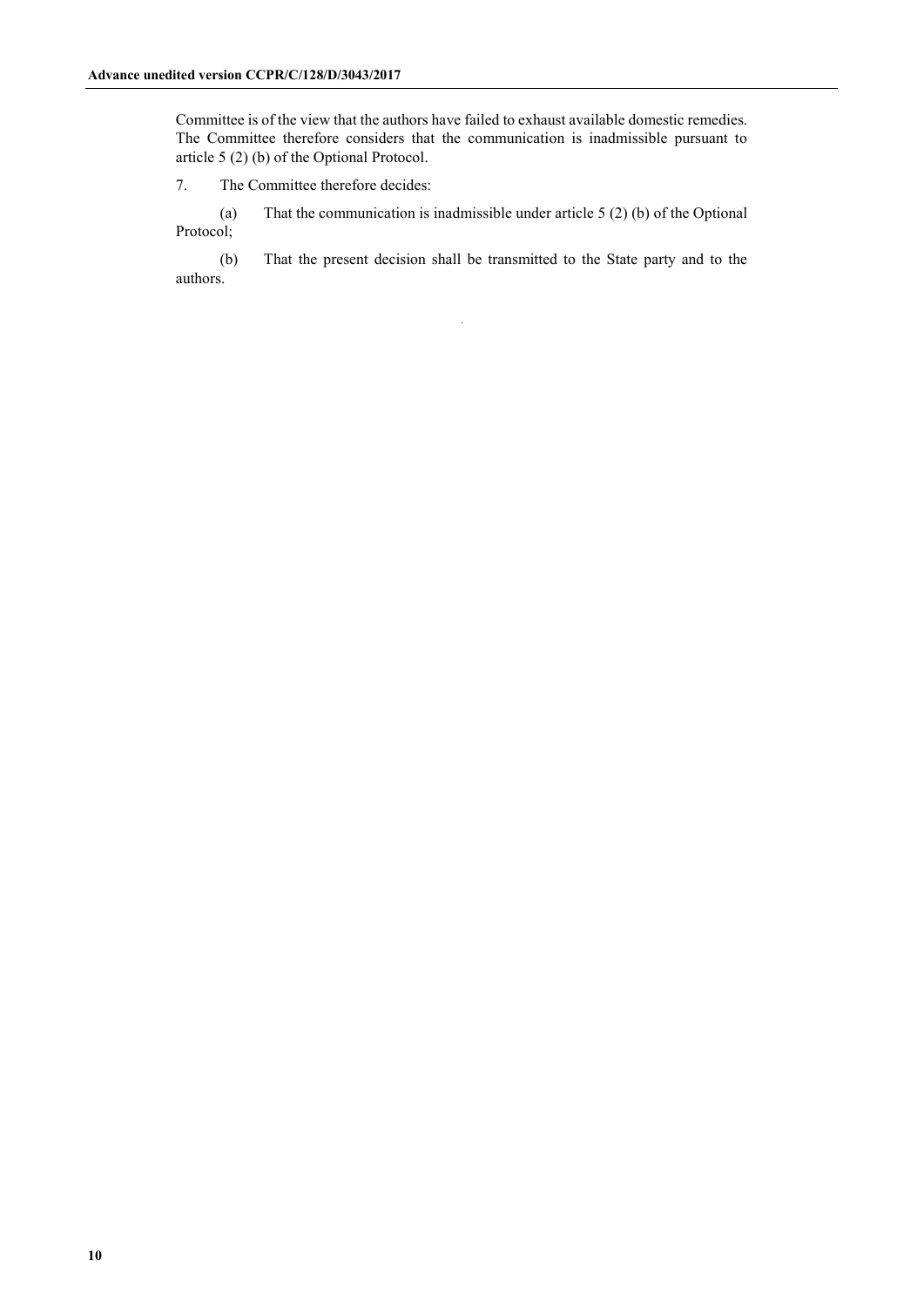Committee is of the view that the authors have failed to exhaust available domestic remedies. The Committee therefore considers that the communication is inadmissible pursuant to article 5 (2) (b) of the Optional Protocol.

7. The Committee therefore decides:

(a) That the communication is inadmissible under article 5 (2) (b) of the Optional Protocol;

(b) That the present decision shall be transmitted to the State party and to the authors.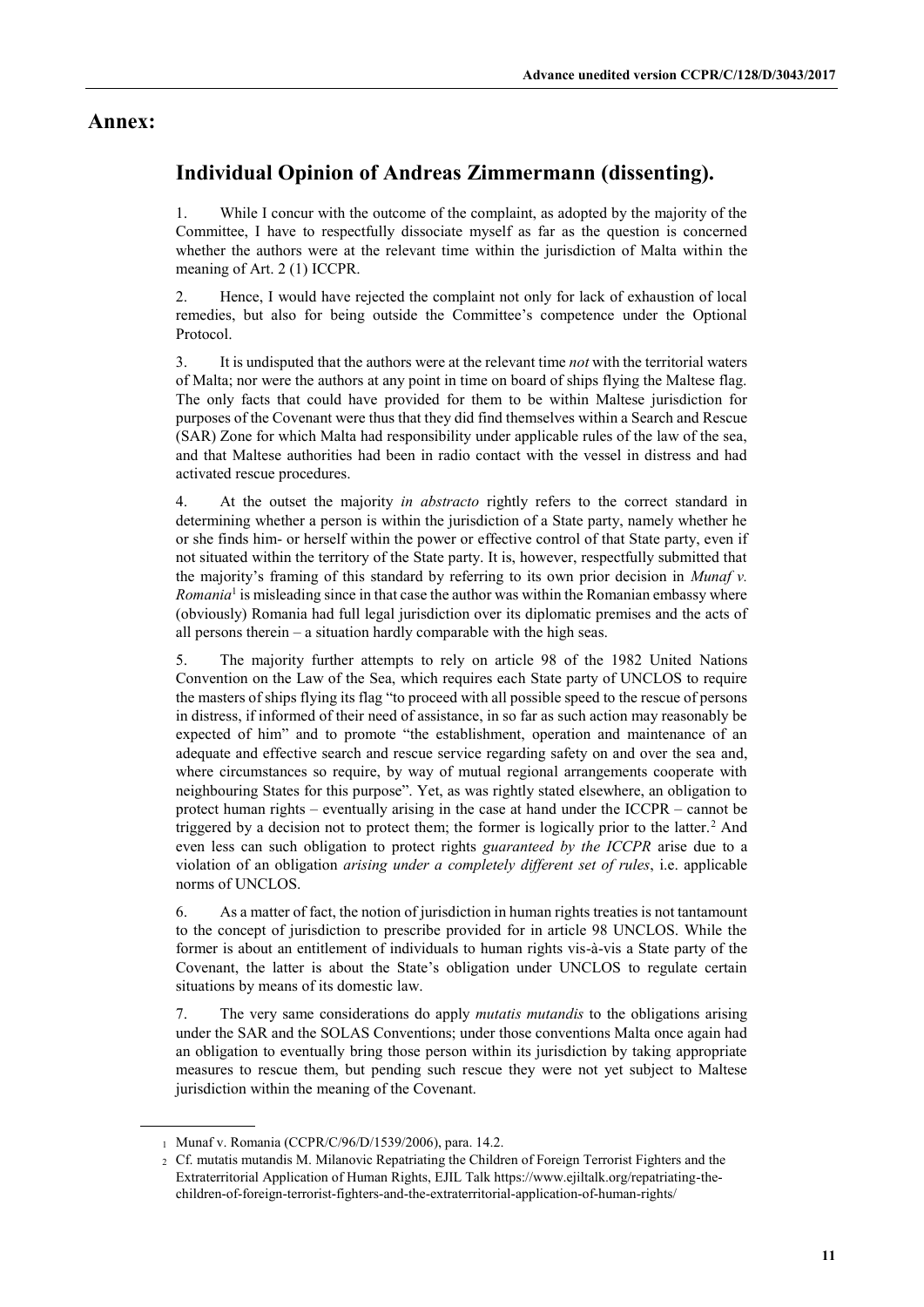# Annex:

## Individual Opinion of Andreas Zimmermann (dissenting).

1. While I concur with the outcome of the complaint, as adopted by the majority of the Committee, I have to respectfully dissociate myself as far as the question is concerned whether the authors were at the relevant time within the jurisdiction of Malta within the meaning of Art. 2 (1) ICCPR.

2. Hence, I would have rejected the complaint not only for lack of exhaustion of local remedies, but also for being outside the Committee's competence under the Optional Protocol.

3. It is undisputed that the authors were at the relevant time *not* with the territorial waters of Malta; nor were the authors at any point in time on board of ships flying the Maltese flag. The only facts that could have provided for them to be within Maltese jurisdiction for purposes of the Covenant were thus that they did find themselves within a Search and Rescue (SAR) Zone for which Malta had responsibility under applicable rules of the law of the sea, and that Maltese authorities had been in radio contact with the vessel in distress and had activated rescue procedures.

4. At the outset the majority *in abstracto* rightly refers to the correct standard in determining whether a person is within the jurisdiction of a State party, namely whether he or she finds him- or herself within the power or effective control of that State party, even if not situated within the territory of the State party. It is, however, respectfully submitted that the majority's framing of this standard by referring to its own prior decision in *Munaf v. Romania*[1] is misleading since in that case the author was within the Romanian embassy where (obviously) Romania had full legal jurisdiction over its diplomatic premises and the acts of all persons therein – a situation hardly comparable with the high seas.

5. The majority further attempts to rely on article 98 of the 1982 United Nations Convention on the Law of the Sea, which requires each State party of UNCLOS to require the masters of ships flying its flag "to proceed with all possible speed to the rescue of persons in distress, if informed of their need of assistance, in so far as such action may reasonably be expected of him" and to promote "the establishment, operation and maintenance of an adequate and effective search and rescue service regarding safety on and over the sea and, where circumstances so require, by way of mutual regional arrangements cooperate with neighbouring States for this purpose". Yet, as was rightly stated elsewhere, an obligation to protect human rights – eventually arising in the case at hand under the ICCPR – cannot be triggered by a decision not to protect them; the former is logically prior to the latter.[2] And even less can such obligation to protect rights *guaranteed by the ICCPR* arise due to a violation of an obligation *arising under a completely different set of rules*, i.e. applicable norms of UNCLOS.

6. As a matter of fact, the notion of jurisdiction in human rights treaties is not tantamount to the concept of jurisdiction to prescribe provided for in article 98 UNCLOS. While the former is about an entitlement of individuals to human rights vis-à-vis a State party of the Covenant, the latter is about the State's obligation under UNCLOS to regulate certain situations by means of its domestic law.

7. The very same considerations do apply *mutatis mutandis* to the obligations arising under the SAR and the SOLAS Conventions; under those conventions Malta once again had an obligation to eventually bring those person within its jurisdiction by taking appropriate measures to rescue them, but pending such rescue they were not yet subject to Maltese jurisdiction within the meaning of the Covenant.

---

[1] Munaf v. Romania (CCPR/C/96/D/1539/2006), para. 14.2.

[2] Cf. mutatis mutandis M. Milanovic Repatriating the Children of Foreign Terrorist Fighters and the Extraterritorial Application of Human Rights, EJIL Talk https://www.ejiltalk.org/repatriating-the-children-of-foreign-terrorist-fighters-and-the-extraterritorial-application-of-human-rights/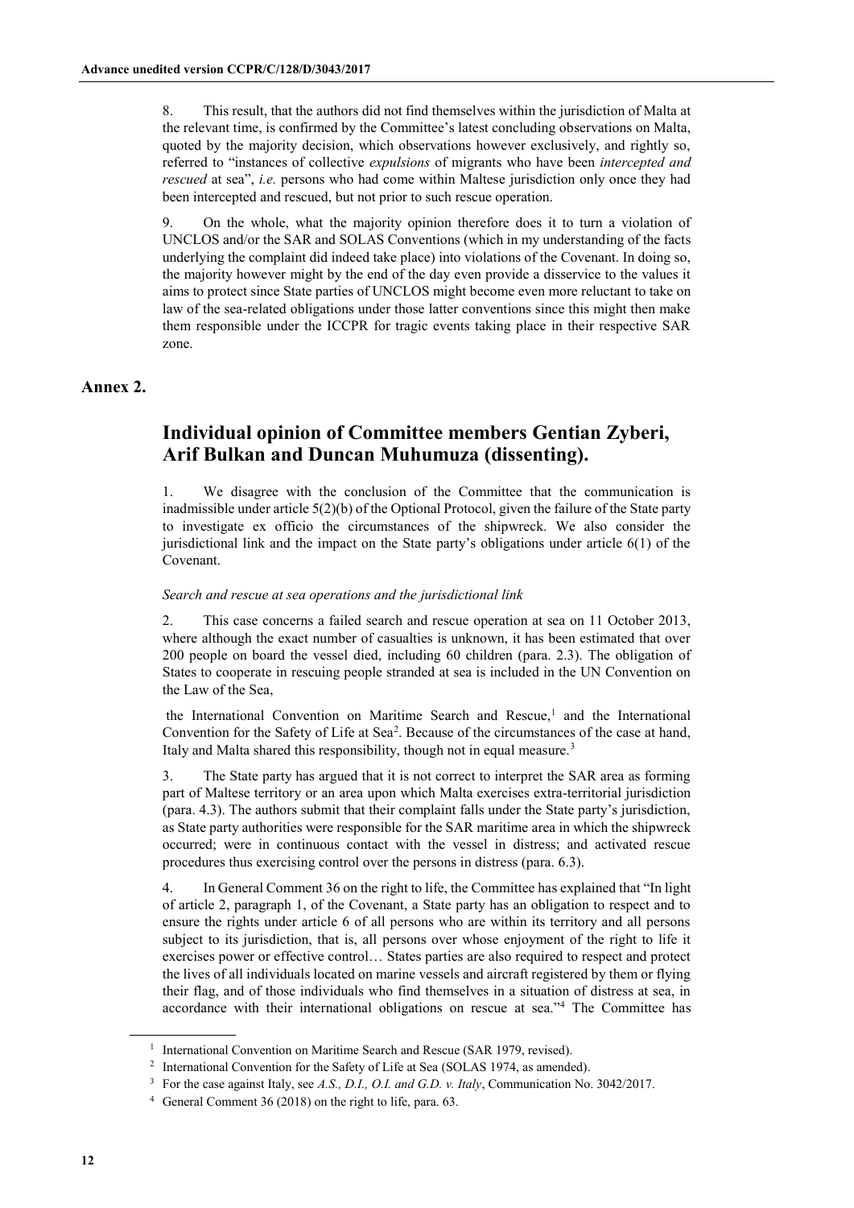8. This result, that the authors did not find themselves within the jurisdiction of Malta at the relevant time, is confirmed by the Committee's latest concluding observations on Malta, quoted by the majority decision, which observations however exclusively, and rightly so, referred to "instances of collective *expulsions* of migrants who have been *intercepted and rescued* at sea", *i.e.* persons who had come within Maltese jurisdiction only once they had been intercepted and rescued, but not prior to such rescue operation.

9. On the whole, what the majority opinion therefore does it to turn a violation of UNCLOS and/or the SAR and SOLAS Conventions (which in my understanding of the facts underlying the complaint did indeed take place) into violations of the Covenant. In doing so, the majority however might by the end of the day even provide a disservice to the values it aims to protect since State parties of UNCLOS might become even more reluctant to take on law of the sea-related obligations under those latter conventions since this might then make them responsible under the ICCPR for tragic events taking place in their respective SAR zone.

## Annex 2.

## Individual opinion of Committee members Gentian Zyberi, Arif Bulkan and Duncan Muhumuza (dissenting).

1. We disagree with the conclusion of the Committee that the communication is inadmissible under article 5(2)(b) of the Optional Protocol, given the failure of the State party to investigate ex officio the circumstances of the shipwreck. We also consider the jurisdictional link and the impact on the State party's obligations under article 6(1) of the Covenant.

*Search and rescue at sea operations and the jurisdictional link*

2. This case concerns a failed search and rescue operation at sea on 11 October 2013, where although the exact number of casualties is unknown, it has been estimated that over 200 people on board the vessel died, including 60 children (para. 2.3). The obligation of States to cooperate in rescuing people stranded at sea is included in the UN Convention on the Law of the Sea,

the International Convention on Maritime Search and Rescue,[1] and the International Convention for the Safety of Life at Sea[2]. Because of the circumstances of the case at hand, Italy and Malta shared this responsibility, though not in equal measure.[3]

3. The State party has argued that it is not correct to interpret the SAR area as forming part of Maltese territory or an area upon which Malta exercises extra-territorial jurisdiction (para. 4.3). The authors submit that their complaint falls under the State party's jurisdiction, as State party authorities were responsible for the SAR maritime area in which the shipwreck occurred; were in continuous contact with the vessel in distress; and activated rescue procedures thus exercising control over the persons in distress (para. 6.3).

4. In General Comment 36 on the right to life, the Committee has explained that "In light of article 2, paragraph 1, of the Covenant, a State party has an obligation to respect and to ensure the rights under article 6 of all persons who are within its territory and all persons subject to its jurisdiction, that is, all persons over whose enjoyment of the right to life it exercises power or effective control… States parties are also required to respect and protect the lives of all individuals located on marine vessels and aircraft registered by them or flying their flag, and of those individuals who find themselves in a situation of distress at sea, in accordance with their international obligations on rescue at sea."[4] The Committee has

[1] International Convention on Maritime Search and Rescue (SAR 1979, revised).

[2] International Convention for the Safety of Life at Sea (SOLAS 1974, as amended).

[3] For the case against Italy, see *A.S., D.I., O.I. and G.D. v. Italy*, Communication No. 3042/2017.

[4] General Comment 36 (2018) on the right to life, para. 63.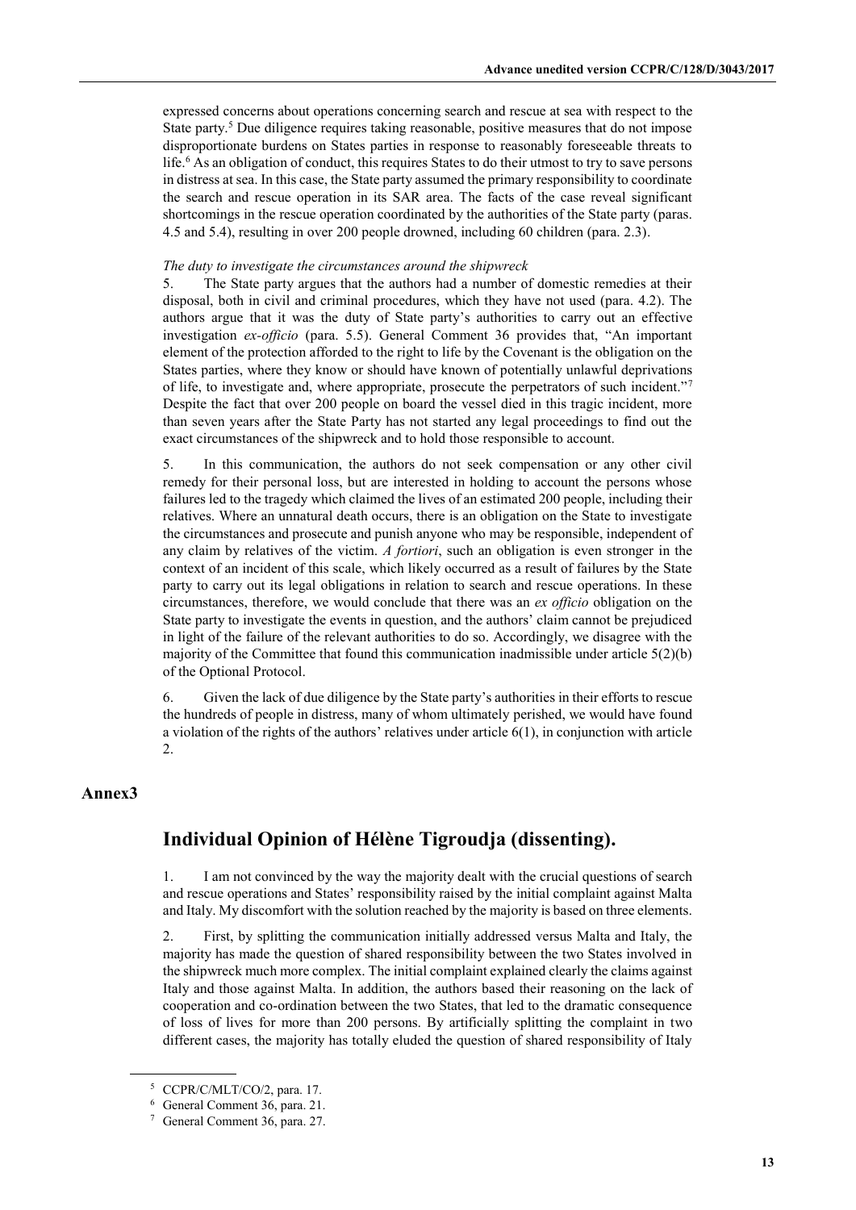expressed concerns about operations concerning search and rescue at sea with respect to the State party.[5] Due diligence requires taking reasonable, positive measures that do not impose disproportionate burdens on States parties in response to reasonably foreseeable threats to life.[6] As an obligation of conduct, this requires States to do their utmost to try to save persons in distress at sea. In this case, the State party assumed the primary responsibility to coordinate the search and rescue operation in its SAR area. The facts of the case reveal significant shortcomings in the rescue operation coordinated by the authorities of the State party (paras. 4.5 and 5.4), resulting in over 200 people drowned, including 60 children (para. 2.3).

*The duty to investigate the circumstances around the shipwreck*

5. The State party argues that the authors had a number of domestic remedies at their disposal, both in civil and criminal procedures, which they have not used (para. 4.2). The authors argue that it was the duty of State party's authorities to carry out an effective investigation *ex-officio* (para. 5.5). General Comment 36 provides that, "An important element of the protection afforded to the right to life by the Covenant is the obligation on the States parties, where they know or should have known of potentially unlawful deprivations of life, to investigate and, where appropriate, prosecute the perpetrators of such incident."[7] Despite the fact that over 200 people on board the vessel died in this tragic incident, more than seven years after the State Party has not started any legal proceedings to find out the exact circumstances of the shipwreck and to hold those responsible to account.

5. In this communication, the authors do not seek compensation or any other civil remedy for their personal loss, but are interested in holding to account the persons whose failures led to the tragedy which claimed the lives of an estimated 200 people, including their relatives. Where an unnatural death occurs, there is an obligation on the State to investigate the circumstances and prosecute and punish anyone who may be responsible, independent of any claim by relatives of the victim. *A fortiori*, such an obligation is even stronger in the context of an incident of this scale, which likely occurred as a result of failures by the State party to carry out its legal obligations in relation to search and rescue operations. In these circumstances, therefore, we would conclude that there was an *ex officio* obligation on the State party to investigate the events in question, and the authors' claim cannot be prejudiced in light of the failure of the relevant authorities to do so. Accordingly, we disagree with the majority of the Committee that found this communication inadmissible under article 5(2)(b) of the Optional Protocol.

6. Given the lack of due diligence by the State party's authorities in their efforts to rescue the hundreds of people in distress, many of whom ultimately perished, we would have found a violation of the rights of the authors' relatives under article 6(1), in conjunction with article 2.

## Annex3

## Individual Opinion of Hélène Tigroudja (dissenting).

1. I am not convinced by the way the majority dealt with the crucial questions of search and rescue operations and States' responsibility raised by the initial complaint against Malta and Italy. My discomfort with the solution reached by the majority is based on three elements.

2. First, by splitting the communication initially addressed versus Malta and Italy, the majority has made the question of shared responsibility between the two States involved in the shipwreck much more complex. The initial complaint explained clearly the claims against Italy and those against Malta. In addition, the authors based their reasoning on the lack of cooperation and co-ordination between the two States, that led to the dramatic consequence of loss of lives for more than 200 persons. By artificially splitting the complaint in two different cases, the majority has totally eluded the question of shared responsibility of Italy

[5] CCPR/C/MLT/CO/2, para. 17.

[6] General Comment 36, para. 21.

[7] General Comment 36, para. 27.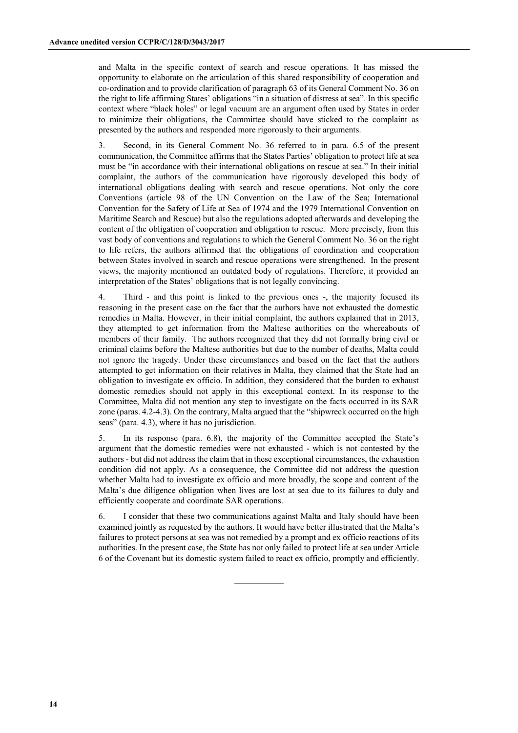and Malta in the specific context of search and rescue operations. It has missed the opportunity to elaborate on the articulation of this shared responsibility of cooperation and co-ordination and to provide clarification of paragraph 63 of its General Comment No. 36 on the right to life affirming States' obligations "in a situation of distress at sea". In this specific context where "black holes" or legal vacuum are an argument often used by States in order to minimize their obligations, the Committee should have sticked to the complaint as presented by the authors and responded more rigorously to their arguments.

3. Second, in its General Comment No. 36 referred to in para. 6.5 of the present communication, the Committee affirms that the States Parties' obligation to protect life at sea must be "in accordance with their international obligations on rescue at sea." In their initial complaint, the authors of the communication have rigorously developed this body of international obligations dealing with search and rescue operations. Not only the core Conventions (article 98 of the UN Convention on the Law of the Sea; International Convention for the Safety of Life at Sea of 1974 and the 1979 International Convention on Maritime Search and Rescue) but also the regulations adopted afterwards and developing the content of the obligation of cooperation and obligation to rescue. More precisely, from this vast body of conventions and regulations to which the General Comment No. 36 on the right to life refers, the authors affirmed that the obligations of coordination and cooperation between States involved in search and rescue operations were strengthened. In the present views, the majority mentioned an outdated body of regulations. Therefore, it provided an interpretation of the States' obligations that is not legally convincing.

4. Third - and this point is linked to the previous ones -, the majority focused its reasoning in the present case on the fact that the authors have not exhausted the domestic remedies in Malta. However, in their initial complaint, the authors explained that in 2013, they attempted to get information from the Maltese authorities on the whereabouts of members of their family. The authors recognized that they did not formally bring civil or criminal claims before the Maltese authorities but due to the number of deaths, Malta could not ignore the tragedy. Under these circumstances and based on the fact that the authors attempted to get information on their relatives in Malta, they claimed that the State had an obligation to investigate ex officio. In addition, they considered that the burden to exhaust domestic remedies should not apply in this exceptional context. In its response to the Committee, Malta did not mention any step to investigate on the facts occurred in its SAR zone (paras. 4.2-4.3). On the contrary, Malta argued that the "shipwreck occurred on the high seas" (para. 4.3), where it has no jurisdiction.

5. In its response (para. 6.8), the majority of the Committee accepted the State's argument that the domestic remedies were not exhausted - which is not contested by the authors - but did not address the claim that in these exceptional circumstances, the exhaustion condition did not apply. As a consequence, the Committee did not address the question whether Malta had to investigate ex officio and more broadly, the scope and content of the Malta's due diligence obligation when lives are lost at sea due to its failures to duly and efficiently cooperate and coordinate SAR operations.

6. I consider that these two communications against Malta and Italy should have been examined jointly as requested by the authors. It would have better illustrated that the Malta's failures to protect persons at sea was not remedied by a prompt and ex officio reactions of its authorities. In the present case, the State has not only failed to protect life at sea under Article 6 of the Covenant but its domestic system failed to react ex officio, promptly and efficiently.